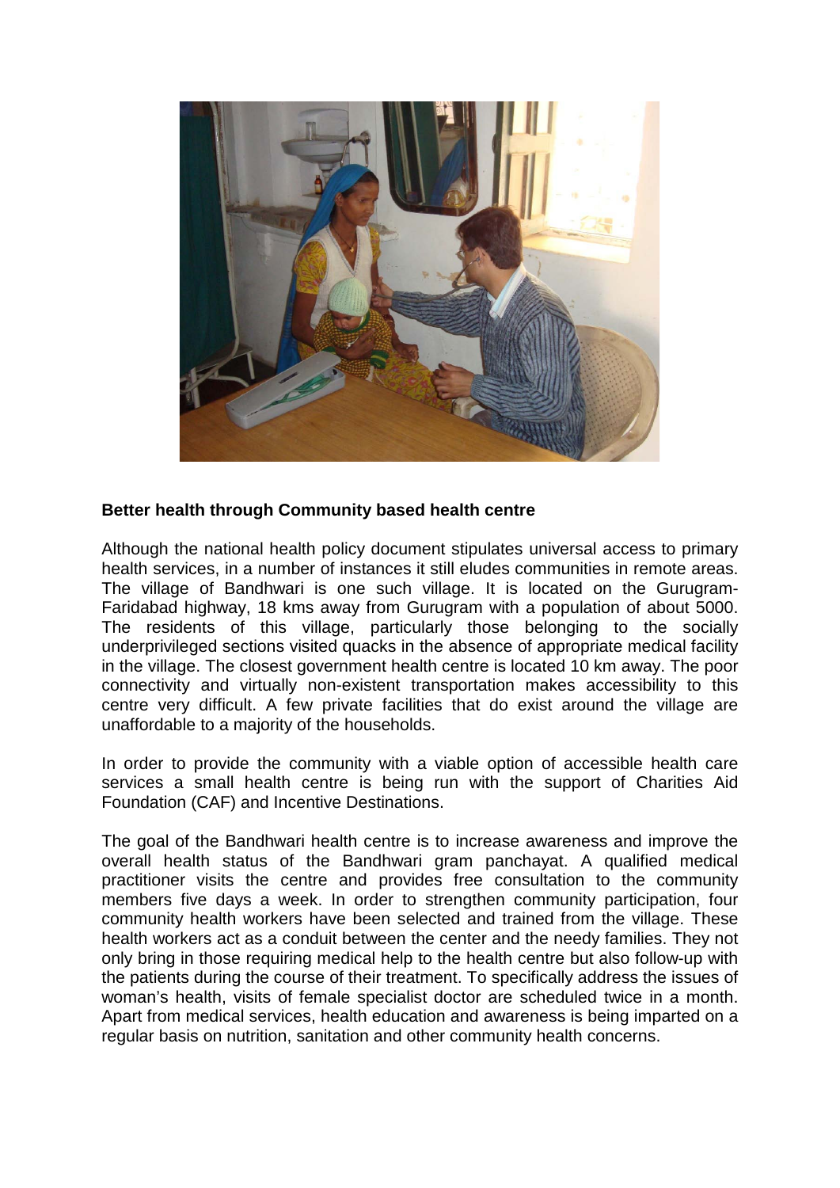**Better health through Community based health centre**

Although the national health policy document stipulates universal access to primary health services, in a number of instances it still eludes communities in remote areas. The village of Bandhwari is one such village. It is located on the Gurugram-Faridabad highway, 18 kms away from Gurugram with a population of about 5000. The residents of this village, particularly those belonging to the socially underprivileged sections visited quacks in the absence of appropriate medical facility in the village. The closest government health centre is located 10 km away. The poor connectivity and virtually non-existent transportation makes accessibility to this centre very difficult. A few private facilities that do exist around the village are unaffordable to a majority of the households.

In order to provide the community with a viable option of accessible health care services a small health centre is being run with the support of Charities Aid Foundation (CAF) and Incentive Destinations.

The goal of the Bandhwari health centre is to increase awareness and improve the overall health status of the Bandhwari gram panchayat. A qualified medical practitioner visits the centre and provides free consultation to the community members five days a week. In order to strengthen community participation, four community health workers have been selected and trained from the village. These health workers act as a conduit between the center and the needy families. They not only bring in those requiring medical help to the health centre but also follow-up with the patients during the course of their treatment. To specifically address the issues of woman's health, visits of female specialist doctor are scheduled twice in a month. Apart from medical services, health education and awareness is being imparted on a regular basis on nutrition, sanitation and other community health concerns.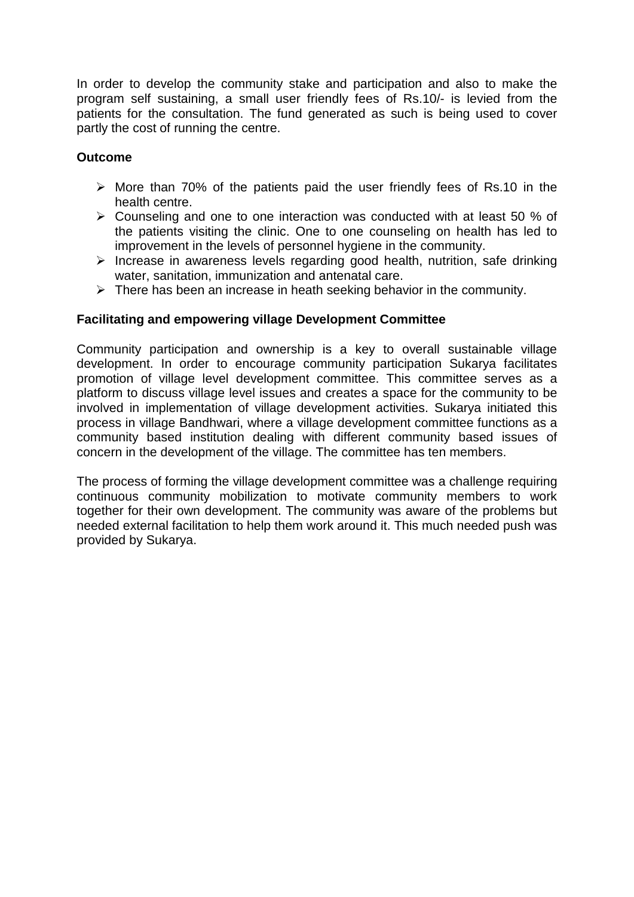In order to develop the community stake and participation and also to make the program self sustaining, a small user friendly fees of Rs.10/- is levied from the patients for the consultation. The fund generated as such is being used to cover partly the cost of running the centre.

**Outcome**

- More than 70% of the patients paid the user friendly fees of Rs.10 in the health centre.
- Counseling and one to one interaction was conducted with at least 50 % of the patients visiting the clinic. One to one counseling on health has led to improvement in the levels of personnel hygiene in the community.
- Increase in awareness levels regarding good health, nutrition, safe drinking water, sanitation, immunization and antenatal care.
- There has been an increase in heath seeking behavior in the community.

**Facilitating and empowering village Development Committee**

Community participation and ownership is a key to overall sustainable village development. In order to encourage community participation Sukarya facilitates promotion of village level development committee. This committee serves as a platform to discuss village level issues and creates a space for the community to be involved in implementation of village development activities. Sukarya initiated this process in village Bandhwari, where a village development committee functions as a community based institution dealing with different community based issues of concern in the development of the village. The committee has ten members.

The process of forming the village development committee was a challenge requiring continuous community mobilization to motivate community members to work together for their own development. The community was aware of the problems but needed external facilitation to help them work around it. This much needed push was provided by Sukarya.